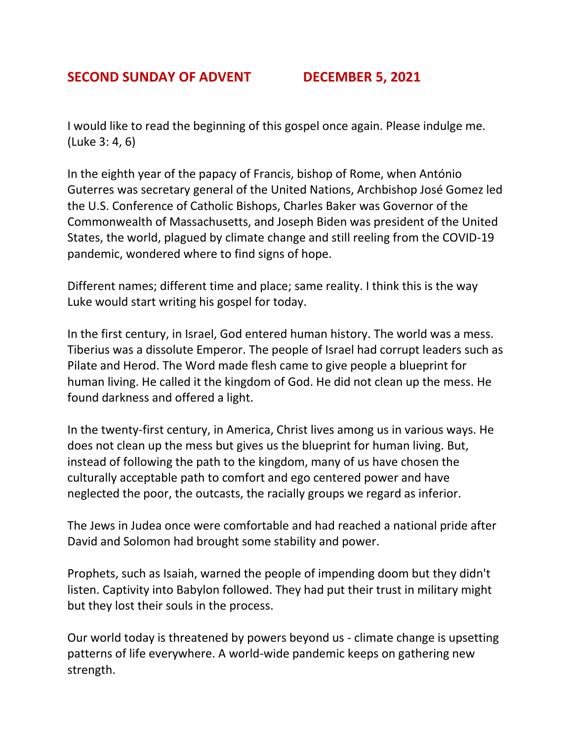# SECOND SUNDAY OF ADVENT DECEMBER 5, 2021

I would like to read the beginning of this gospel once again. Please indulge me. (Luke 3: 4, 6)

In the eighth year of the papacy of Francis, bishop of Rome, when António Guterres was secretary general of the United Nations, Archbishop José Gomez led the U.S. Conference of Catholic Bishops, Charles Baker was Governor of the Commonwealth of Massachusetts, and Joseph Biden was president of the United States, the world, plagued by climate change and still reeling from the COVID-19 pandemic, wondered where to find signs of hope.

Different names; different time and place; same reality. I think this is the way Luke would start writing his gospel for today.

In the first century, in Israel, God entered human history. The world was a mess. Tiberius was a dissolute Emperor. The people of Israel had corrupt leaders such as Pilate and Herod. The Word made flesh came to give people a blueprint for human living. He called it the kingdom of God. He did not clean up the mess. He found darkness and offered a light.

In the twenty-first century, in America, Christ lives among us in various ways. He does not clean up the mess but gives us the blueprint for human living. But, instead of following the path to the kingdom, many of us have chosen the culturally acceptable path to comfort and ego centered power and have neglected the poor, the outcasts, the racially groups we regard as inferior.

The Jews in Judea once were comfortable and had reached a national pride after David and Solomon had brought some stability and power.

Prophets, such as Isaiah, warned the people of impending doom but they didn't listen. Captivity into Babylon followed. They had put their trust in military might but they lost their souls in the process.

Our world today is threatened by powers beyond us - climate change is upsetting patterns of life everywhere. A world-wide pandemic keeps on gathering new strength.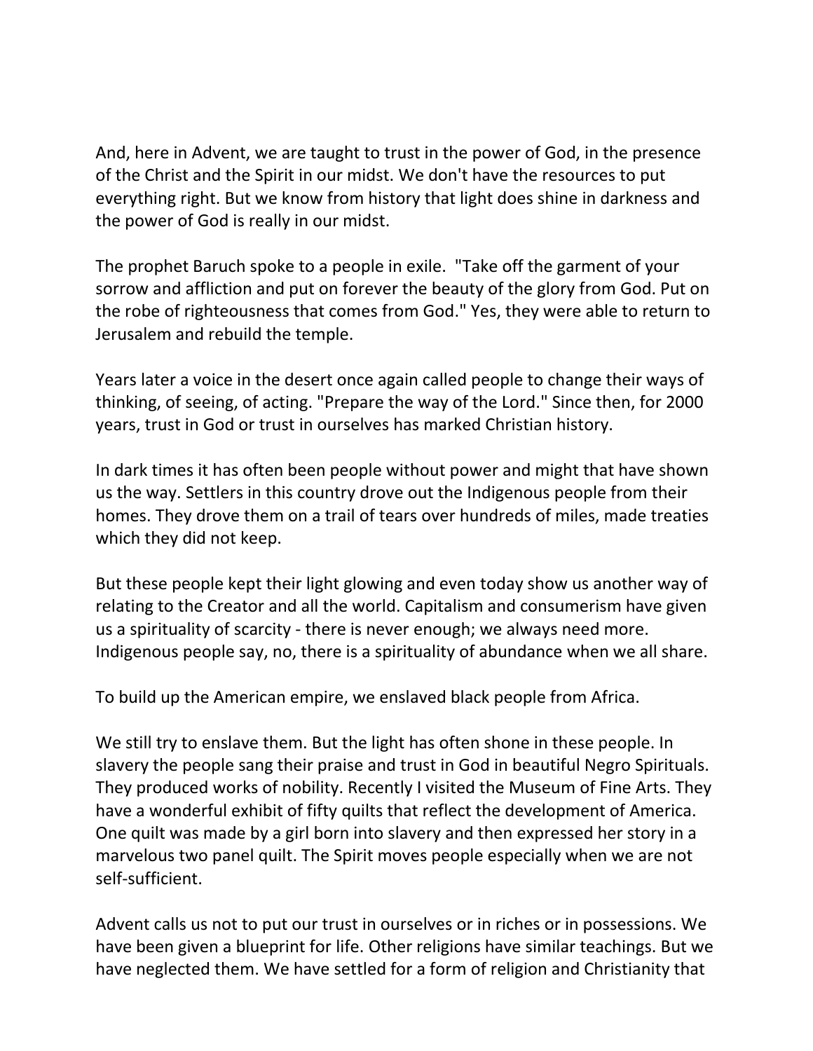And, here in Advent, we are taught to trust in the power of God, in the presence of the Christ and the Spirit in our midst. We don't have the resources to put everything right. But we know from history that light does shine in darkness and the power of God is really in our midst.

The prophet Baruch spoke to a people in exile. "Take off the garment of your sorrow and affliction and put on forever the beauty of the glory from God. Put on the robe of righteousness that comes from God." Yes, they were able to return to Jerusalem and rebuild the temple.

Years later a voice in the desert once again called people to change their ways of thinking, of seeing, of acting. "Prepare the way of the Lord." Since then, for 2000 years, trust in God or trust in ourselves has marked Christian history.

In dark times it has often been people without power and might that have shown us the way. Settlers in this country drove out the Indigenous people from their homes. They drove them on a trail of tears over hundreds of miles, made treaties which they did not keep.

But these people kept their light glowing and even today show us another way of relating to the Creator and all the world. Capitalism and consumerism have given us a spirituality of scarcity - there is never enough; we always need more. Indigenous people say, no, there is a spirituality of abundance when we all share.

To build up the American empire, we enslaved black people from Africa.

We still try to enslave them. But the light has often shone in these people. In slavery the people sang their praise and trust in God in beautiful Negro Spirituals. They produced works of nobility. Recently I visited the Museum of Fine Arts. They have a wonderful exhibit of fifty quilts that reflect the development of America. One quilt was made by a girl born into slavery and then expressed her story in a marvelous two panel quilt. The Spirit moves people especially when we are not self-sufficient.

Advent calls us not to put our trust in ourselves or in riches or in possessions. We have been given a blueprint for life. Other religions have similar teachings. But we have neglected them. We have settled for a form of religion and Christianity that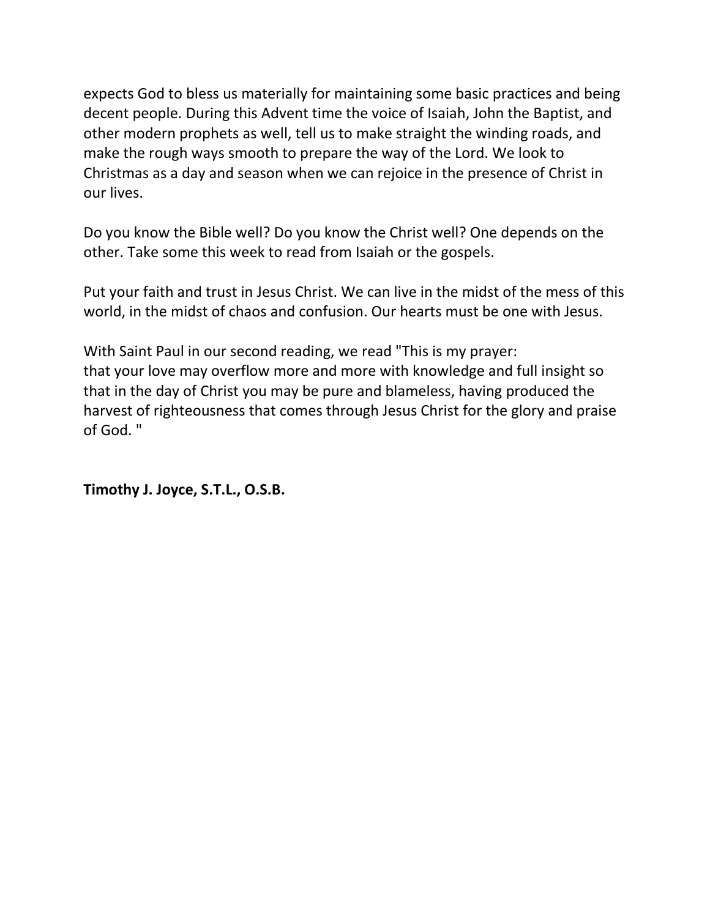expects God to bless us materially for maintaining some basic practices and being decent people. During this Advent time the voice of Isaiah, John the Baptist, and other modern prophets as well, tell us to make straight the winding roads, and make the rough ways smooth to prepare the way of the Lord. We look to Christmas as a day and season when we can rejoice in the presence of Christ in our lives.

Do you know the Bible well? Do you know the Christ well? One depends on the other. Take some this week to read from Isaiah or the gospels.

Put your faith and trust in Jesus Christ. We can live in the midst of the mess of this world, in the midst of chaos and confusion. Our hearts must be one with Jesus.

With Saint Paul in our second reading, we read "This is my prayer:
that your love may overflow more and more with knowledge and full insight so that in the day of Christ you may be pure and blameless, having produced the harvest of righteousness that comes through Jesus Christ for the glory and praise of God. "

**Timothy J. Joyce, S.T.L., O.S.B.**